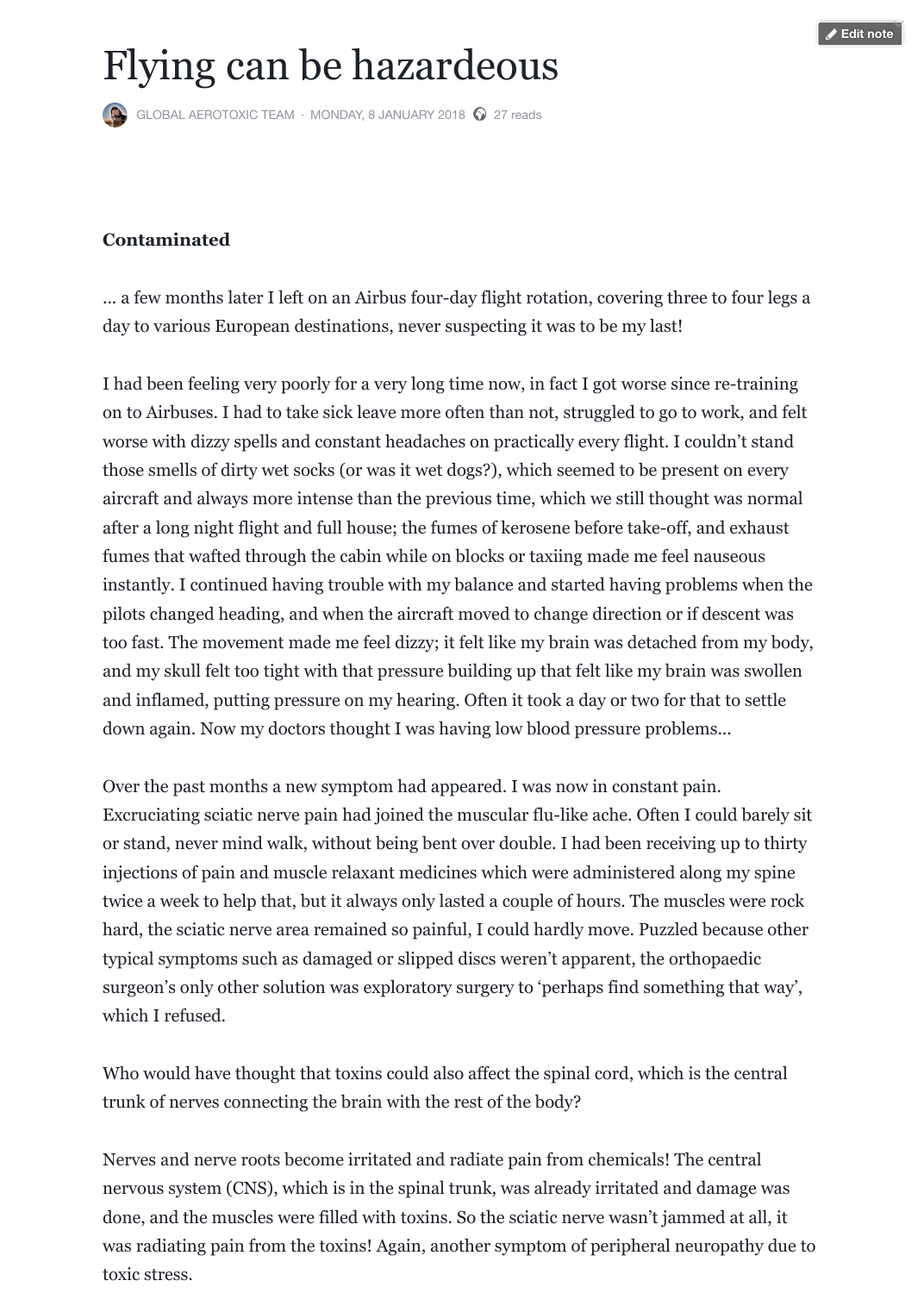# Flying can be hazardeous

GLOBAL AEROTOXIC TEAM · MONDAY, 8 JANUARY 2018 · 27 reads

**Contaminated**

... a few months later I left on an Airbus four-day flight rotation, covering three to four legs a day to various European destinations, never suspecting it was to be my last!

I had been feeling very poorly for a very long time now, in fact I got worse since re-training on to Airbuses. I had to take sick leave more often than not, struggled to go to work, and felt worse with dizzy spells and constant headaches on practically every flight. I couldn't stand those smells of dirty wet socks (or was it wet dogs?), which seemed to be present on every aircraft and always more intense than the previous time, which we still thought was normal after a long night flight and full house; the fumes of kerosene before take-off, and exhaust fumes that wafted through the cabin while on blocks or taxiing made me feel nauseous instantly. I continued having trouble with my balance and started having problems when the pilots changed heading, and when the aircraft moved to change direction or if descent was too fast. The movement made me feel dizzy; it felt like my brain was detached from my body, and my skull felt too tight with that pressure building up that felt like my brain was swollen and inflamed, putting pressure on my hearing. Often it took a day or two for that to settle down again. Now my doctors thought I was having low blood pressure problems...

Over the past months a new symptom had appeared. I was now in constant pain. Excruciating sciatic nerve pain had joined the muscular flu-like ache. Often I could barely sit or stand, never mind walk, without being bent over double. I had been receiving up to thirty injections of pain and muscle relaxant medicines which were administered along my spine twice a week to help that, but it always only lasted a couple of hours. The muscles were rock hard, the sciatic nerve area remained so painful, I could hardly move. Puzzled because other typical symptoms such as damaged or slipped discs weren't apparent, the orthopaedic surgeon's only other solution was exploratory surgery to 'perhaps find something that way', which I refused.

Who would have thought that toxins could also affect the spinal cord, which is the central trunk of nerves connecting the brain with the rest of the body?

Nerves and nerve roots become irritated and radiate pain from chemicals! The central nervous system (CNS), which is in the spinal trunk, was already irritated and damage was done, and the muscles were filled with toxins. So the sciatic nerve wasn't jammed at all, it was radiating pain from the toxins! Again, another symptom of peripheral neuropathy due to toxic stress.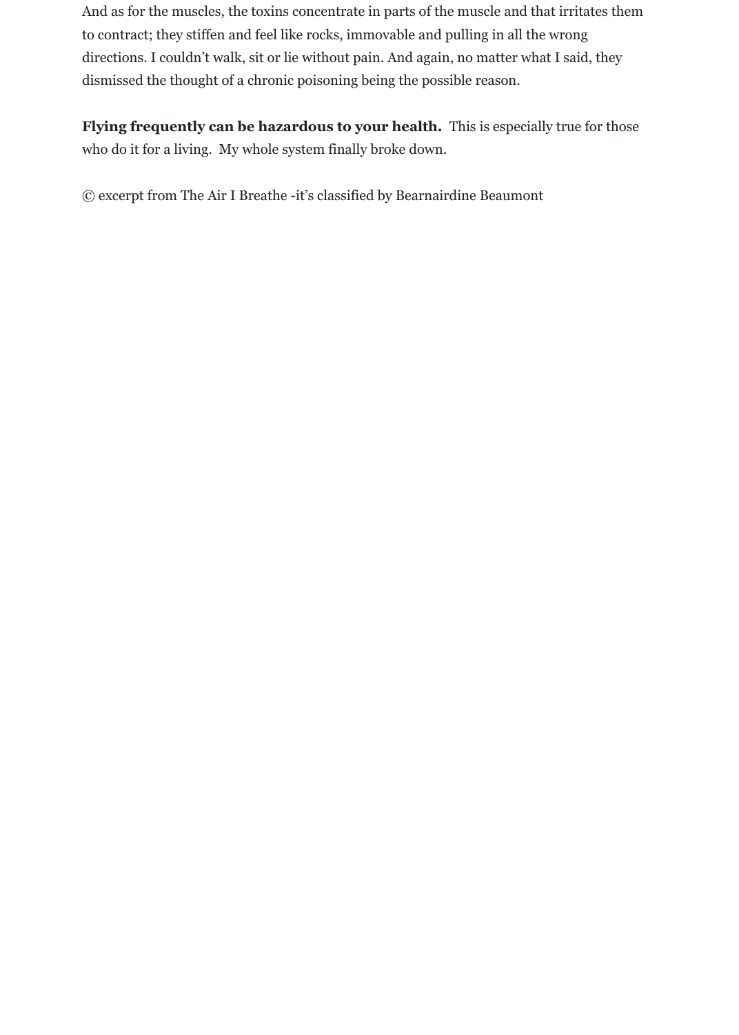And as for the muscles, the toxins concentrate in parts of the muscle and that irritates them to contract; they stiffen and feel like rocks, immovable and pulling in all the wrong directions. I couldn't walk, sit or lie without pain. And again, no matter what I said, they dismissed the thought of a chronic poisoning being the possible reason.

**Flying frequently can be hazardous to your health.** This is especially true for those who do it for a living. My whole system finally broke down.

© excerpt from The Air I Breathe -it's classified by Bearnairdine Beaumont